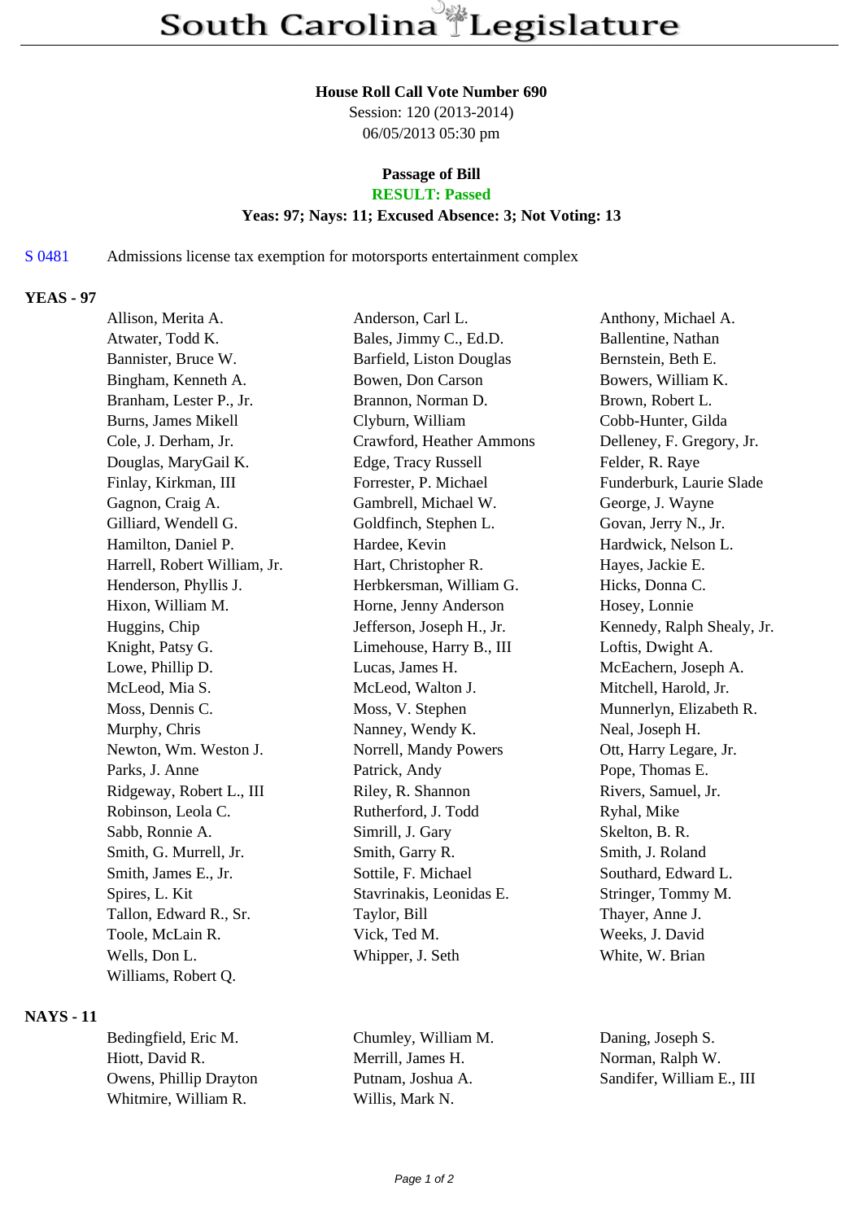# South Carolina Legislature

**House Roll Call Vote Number 690**
Session: 120 (2013-2014)
06/05/2013 05:30 pm

**Passage of Bill**
**RESULT: Passed**
**Yeas: 97; Nays: 11; Excused Absence: 3; Not Voting: 13**

S 0481 Admissions license tax exemption for motorsports entertainment complex

## YEAS - 97

| | | |
|---|---|---|
| Allison, Merita A. | Anderson, Carl L. | Anthony, Michael A. |
| Atwater, Todd K. | Bales, Jimmy C., Ed.D. | Ballentine, Nathan |
| Bannister, Bruce W. | Barfield, Liston Douglas | Bernstein, Beth E. |
| Bingham, Kenneth A. | Bowen, Don Carson | Bowers, William K. |
| Branham, Lester P., Jr. | Brannon, Norman D. | Brown, Robert L. |
| Burns, James Mikell | Clyburn, William | Cobb-Hunter, Gilda |
| Cole, J. Derham, Jr. | Crawford, Heather Ammons | Delleney, F. Gregory, Jr. |
| Douglas, MaryGail K. | Edge, Tracy Russell | Felder, R. Raye |
| Finlay, Kirkman, III | Forrester, P. Michael | Funderburk, Laurie Slade |
| Gagnon, Craig A. | Gambrell, Michael W. | George, J. Wayne |
| Gilliard, Wendell G. | Goldfinch, Stephen L. | Govan, Jerry N., Jr. |
| Hamilton, Daniel P. | Hardee, Kevin | Hardwick, Nelson L. |
| Harrell, Robert William, Jr. | Hart, Christopher R. | Hayes, Jackie E. |
| Henderson, Phyllis J. | Herbkersman, William G. | Hicks, Donna C. |
| Hixon, William M. | Horne, Jenny Anderson | Hosey, Lonnie |
| Huggins, Chip | Jefferson, Joseph H., Jr. | Kennedy, Ralph Shealy, Jr. |
| Knight, Patsy G. | Limehouse, Harry B., III | Loftis, Dwight A. |
| Lowe, Phillip D. | Lucas, James H. | McEachern, Joseph A. |
| McLeod, Mia S. | McLeod, Walton J. | Mitchell, Harold, Jr. |
| Moss, Dennis C. | Moss, V. Stephen | Munnerlyn, Elizabeth R. |
| Murphy, Chris | Nanney, Wendy K. | Neal, Joseph H. |
| Newton, Wm. Weston J. | Norrell, Mandy Powers | Ott, Harry Legare, Jr. |
| Parks, J. Anne | Patrick, Andy | Pope, Thomas E. |
| Ridgeway, Robert L., III | Riley, R. Shannon | Rivers, Samuel, Jr. |
| Robinson, Leola C. | Rutherford, J. Todd | Ryhal, Mike |
| Sabb, Ronnie A. | Simrill, J. Gary | Skelton, B. R. |
| Smith, G. Murrell, Jr. | Smith, Garry R. | Smith, J. Roland |
| Smith, James E., Jr. | Sottile, F. Michael | Southard, Edward L. |
| Spires, L. Kit | Stavrinakis, Leonidas E. | Stringer, Tommy M. |
| Tallon, Edward R., Sr. | Taylor, Bill | Thayer, Anne J. |
| Toole, McLain R. | Vick, Ted M. | Weeks, J. David |
| Wells, Don L. | Whipper, J. Seth | White, W. Brian |
| Williams, Robert Q. | | |

## NAYS - 11

| | | |
|---|---|---|
| Bedingfield, Eric M. | Chumley, William M. | Daning, Joseph S. |
| Hiott, David R. | Merrill, James H. | Norman, Ralph W. |
| Owens, Phillip Drayton | Putnam, Joshua A. | Sandifer, William E., III |
| Whitmire, William R. | Willis, Mark N. | |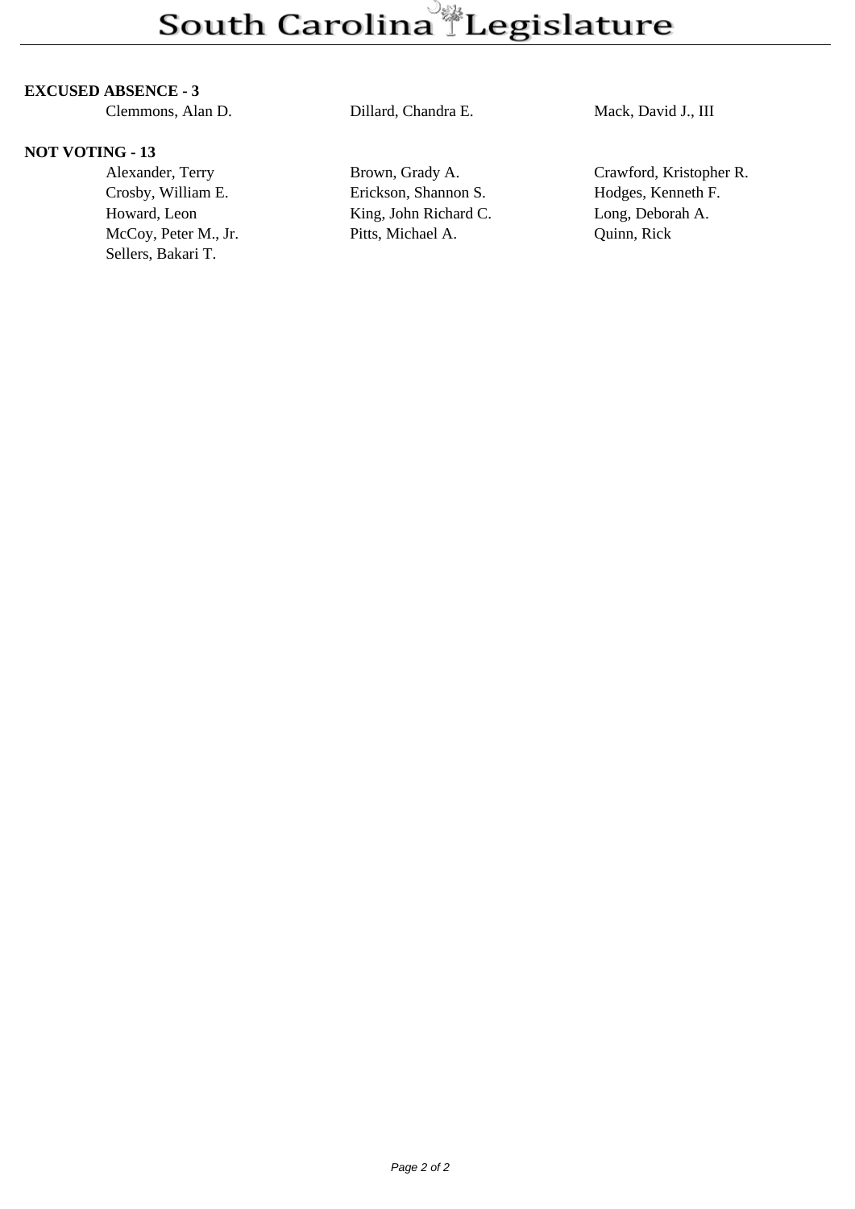**EXCUSED ABSENCE - 3**

| | | |
|---|---|---|
| Clemmons, Alan D. | Dillard, Chandra E. | Mack, David J., III |

**NOT VOTING - 13**

| | | |
|---|---|---|
| Alexander, Terry | Brown, Grady A. | Crawford, Kristopher R. |
| Crosby, William E. | Erickson, Shannon S. | Hodges, Kenneth F. |
| Howard, Leon | King, John Richard C. | Long, Deborah A. |
| McCoy, Peter M., Jr. | Pitts, Michael A. | Quinn, Rick |
| Sellers, Bakari T. | | |